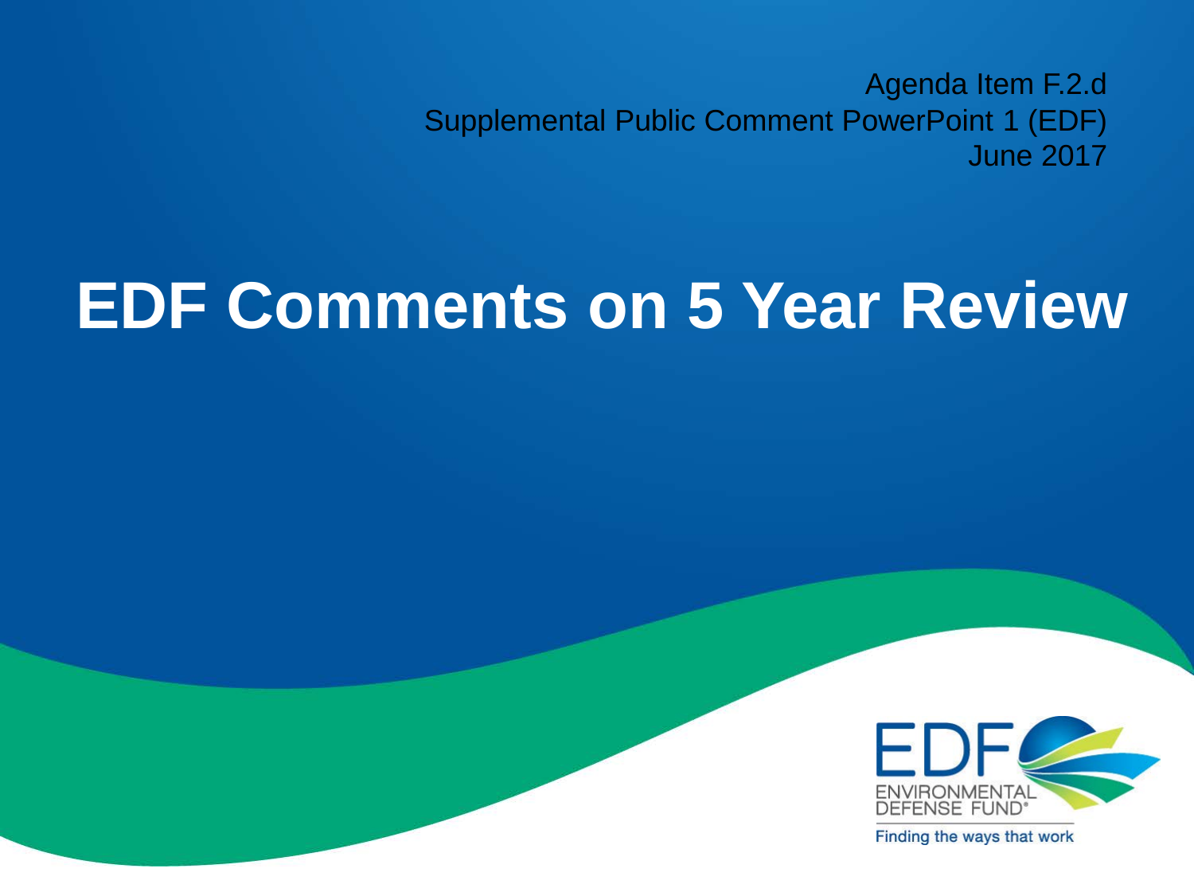Agenda Item F.2.d
Supplemental Public Comment PowerPoint 1 (EDF)
June 2017

# EDF Comments on 5 Year Review

EDF
ENVIRONMENTAL DEFENSE FUND®
Finding the ways that work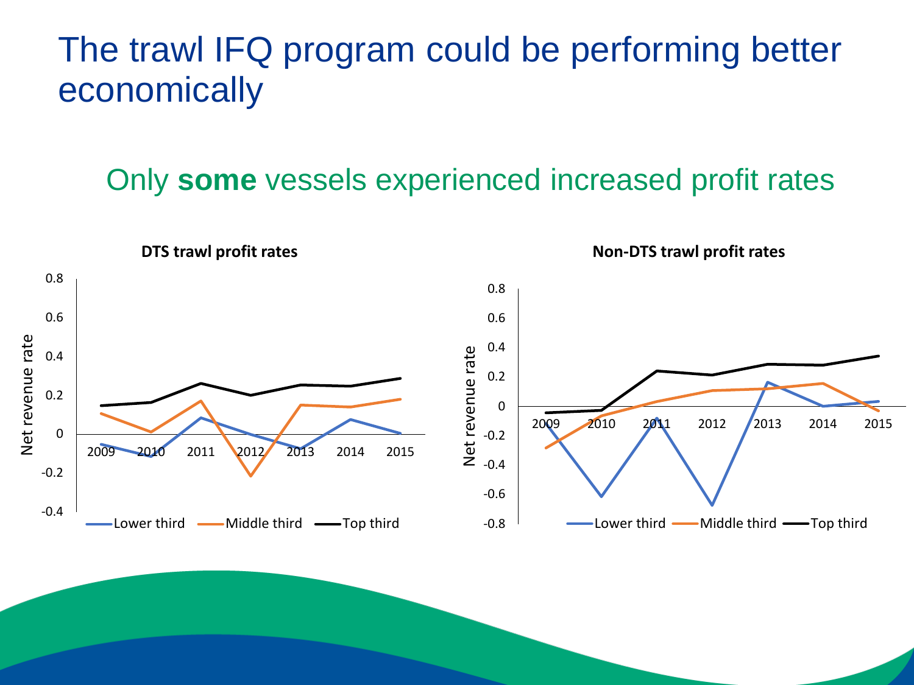# The trawl IFQ program could be performing better economically

## Only **some** vessels experienced increased profit rates

**DTS trawl profit rates**

Net revenue rate

0.8
0.6
0.4
0.2
0
-0.2
-0.4

2009 2010 2011 2012 2013 2014 2015

Lower third — Middle third — Top third

**Non-DTS trawl profit rates**

Net revenue rate

0.8
0.6
0.4
0.2
0
-0.2
-0.4
-0.6
-0.8

2009 2010 2011 2012 2013 2014 2015

Lower third — Middle third — Top third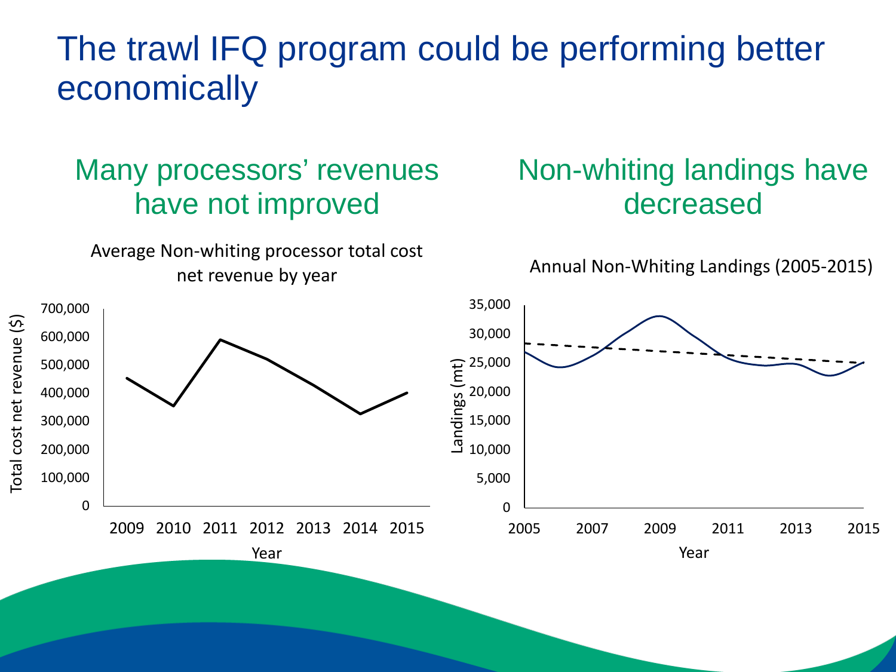# The trawl IFQ program could be performing better economically

## Many processors' revenues have not improved

Average Non-whiting processor total cost net revenue by year

## Non-whiting landings have decreased

Annual Non-Whiting Landings (2005-2015)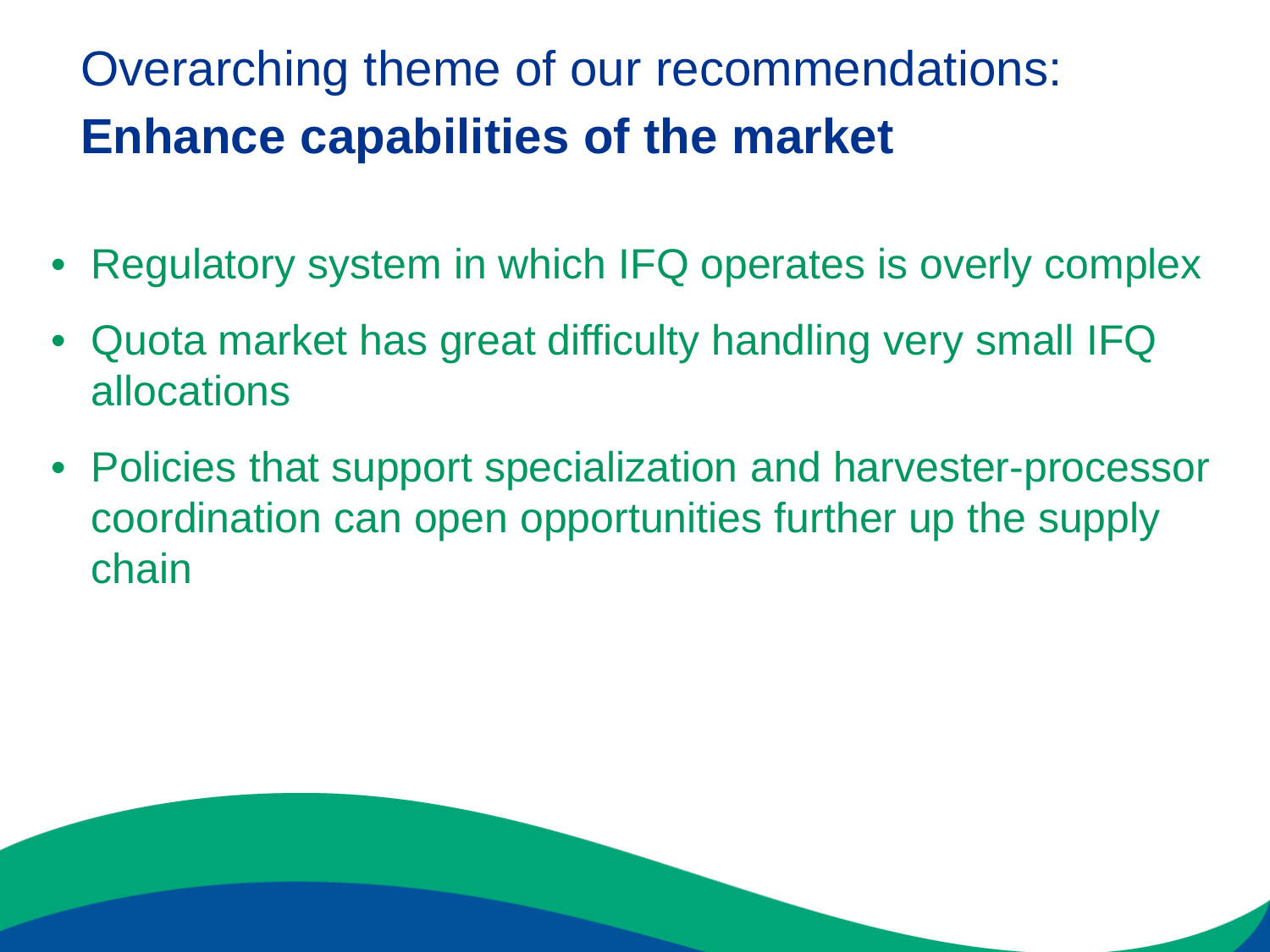# Overarching theme of our recommendations: **Enhance capabilities of the market**

- Regulatory system in which IFQ operates is overly complex
- Quota market has great difficulty handling very small IFQ allocations
- Policies that support specialization and harvester-processor coordination can open opportunities further up the supply chain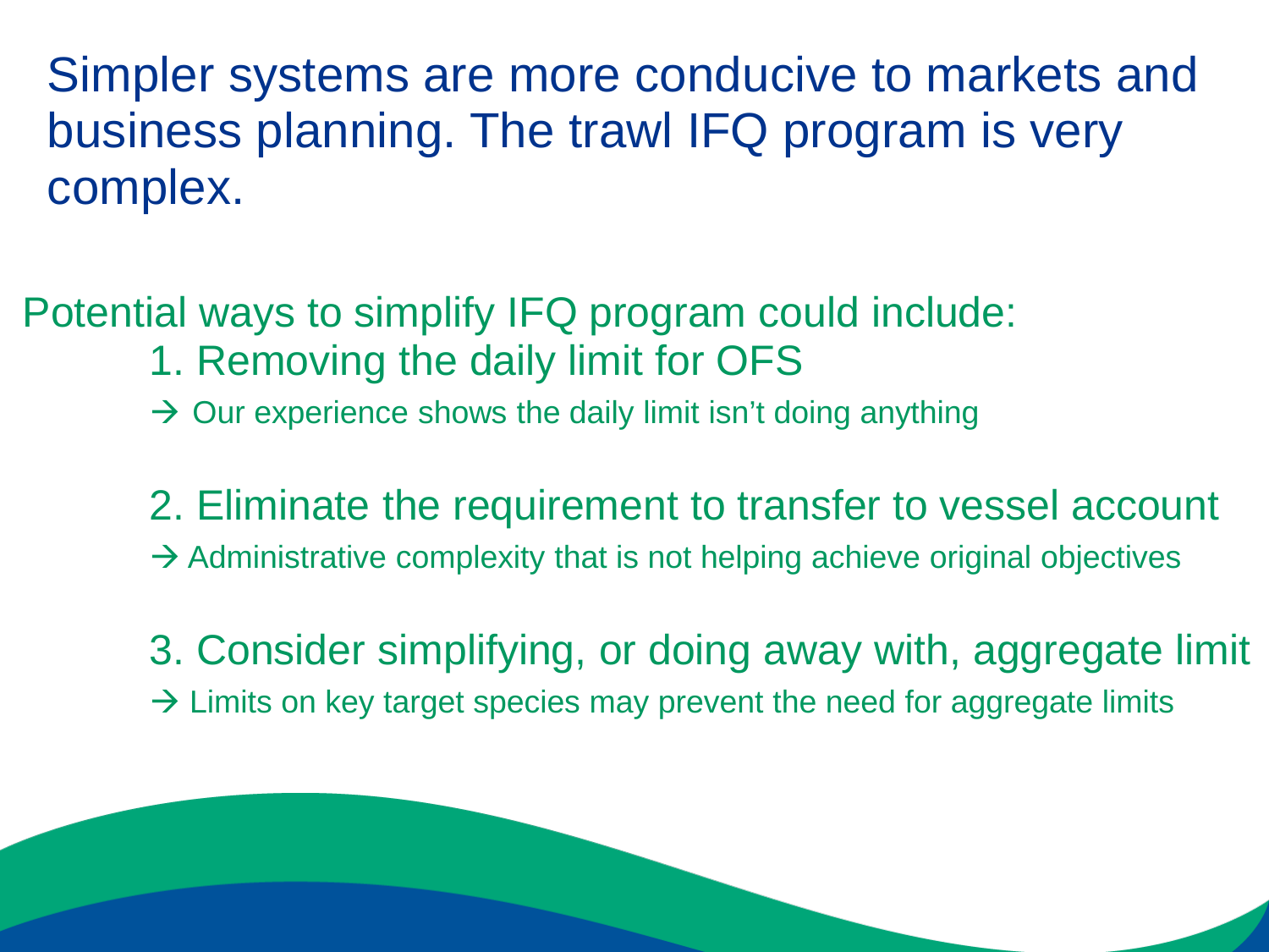# Simpler systems are more conducive to markets and business planning. The trawl IFQ program is very complex.

Potential ways to simplify IFQ program could include:

1. Removing the daily limit for OFS
   
   → Our experience shows the daily limit isn't doing anything

2. Eliminate the requirement to transfer to vessel account
   
   → Administrative complexity that is not helping achieve original objectives

3. Consider simplifying, or doing away with, aggregate limit
   
   → Limits on key target species may prevent the need for aggregate limits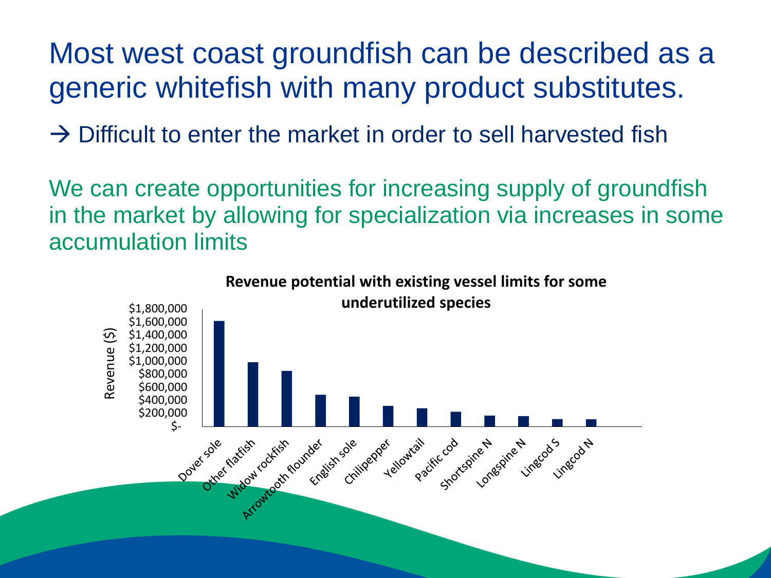# Most west coast groundfish can be described as a generic whitefish with many product substitutes.

→ Difficult to enter the market in order to sell harvested fish

We can create opportunities for increasing supply of groundfish in the market by allowing for specialization via increases in some accumulation limits

**Revenue potential with existing vessel limits for some underutilized species**

Revenue ($)

$1,800,000
$1,600,000
$1,400,000
$1,200,000
$1,000,000
$800,000
$600,000
$400,000
$200,000
$-

Dover sole, Other flatfish, Widow rockfish, Arrowtooth flounder, English sole, Chilipepper, Yellowtail, Pacific cod, Shortspine N, Longspine N, Lingcod S, Lingcod N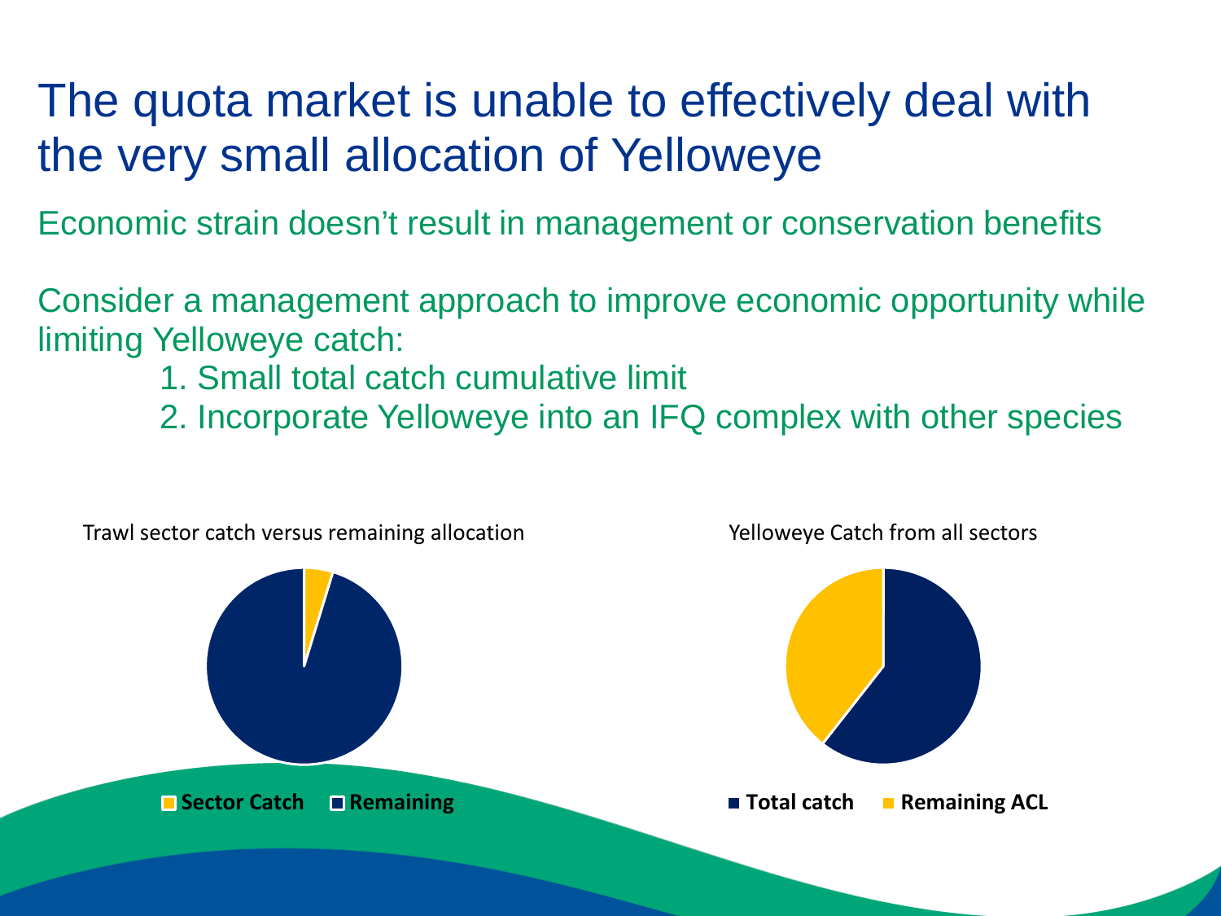# The quota market is unable to effectively deal with the very small allocation of Yelloweye

Economic strain doesn't result in management or conservation benefits

Consider a management approach to improve economic opportunity while limiting Yelloweye catch:

1. Small total catch cumulative limit
2. Incorporate Yelloweye into an IFQ complex with other species

Trawl sector catch versus remaining allocation

**Sector Catch** **Remaining**

Yelloweye Catch from all sectors

**Total catch** **Remaining ACL**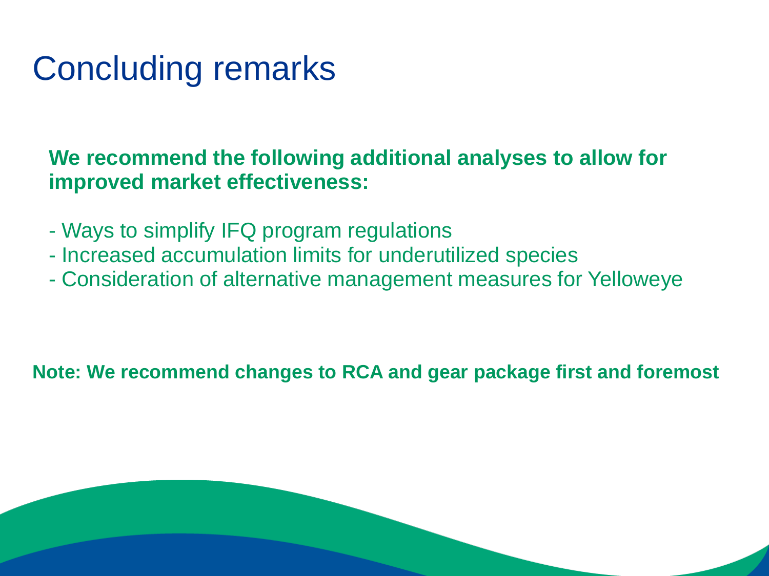# Concluding remarks

**We recommend the following additional analyses to allow for improved market effectiveness:**

- Ways to simplify IFQ program regulations
- Increased accumulation limits for underutilized species
- Consideration of alternative management measures for Yelloweye

**Note: We recommend changes to RCA and gear package first and foremost**